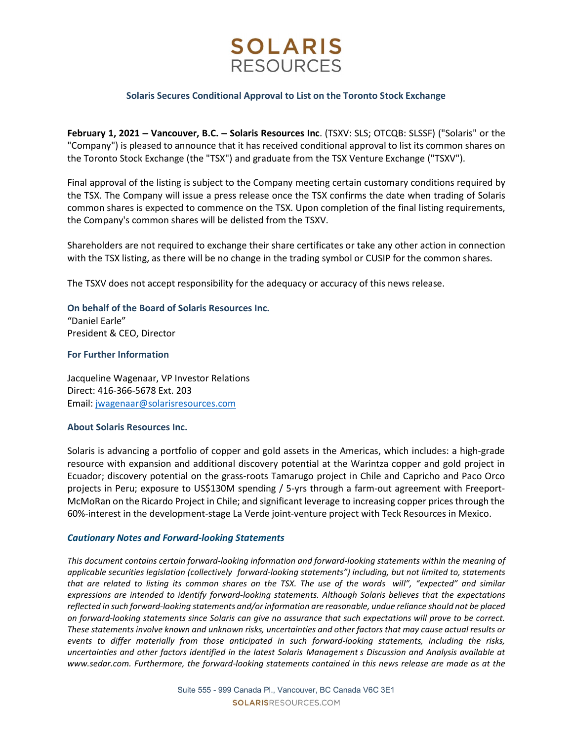# SOLARIS RESOURCES

## Solaris Secures Conditional Approval to List on the Toronto Stock Exchange

**February 1, 2021 – Vancouver, B.C. – Solaris Resources Inc**. (TSXV: SLS; OTCQB: SLSSF) ("Solaris" or the "Company") is pleased to announce that it has received conditional approval to list its common shares on the Toronto Stock Exchange (the "TSX") and graduate from the TSX Venture Exchange ("TSXV").

Final approval of the listing is subject to the Company meeting certain customary conditions required by the TSX. The Company will issue a press release once the TSX confirms the date when trading of Solaris common shares is expected to commence on the TSX. Upon completion of the final listing requirements, the Company's common shares will be delisted from the TSXV.

Shareholders are not required to exchange their share certificates or take any other action in connection with the TSX listing, as there will be no change in the trading symbol or CUSIP for the common shares.

The TSXV does not accept responsibility for the adequacy or accuracy of this news release.

**On behalf of the Board of Solaris Resources Inc.**
"Daniel Earle"
President & CEO, Director

**For Further Information**

Jacqueline Wagenaar, VP Investor Relations
Direct: 416-366-5678 Ext. 203
Email: jwagenaar@solarisresources.com

**About Solaris Resources Inc.**

Solaris is advancing a portfolio of copper and gold assets in the Americas, which includes: a high-grade resource with expansion and additional discovery potential at the Warintza copper and gold project in Ecuador; discovery potential on the grass-roots Tamarugo project in Chile and Capricho and Paco Orco projects in Peru; exposure to US$130M spending / 5-yrs through a farm-out agreement with Freeport-McMoRan on the Ricardo Project in Chile; and significant leverage to increasing copper prices through the 60%-interest in the development-stage La Verde joint-venture project with Teck Resources in Mexico.

***Cautionary Notes and Forward-looking Statements***

*This document contains certain forward-looking information and forward-looking statements within the meaning of applicable securities legislation (collectively forward-looking statements") including, but not limited to, statements that are related to listing its common shares on the TSX. The use of the words will", "expected" and similar expressions are intended to identify forward-looking statements. Although Solaris believes that the expectations reflected in such forward-looking statements and/or information are reasonable, undue reliance should not be placed on forward-looking statements since Solaris can give no assurance that such expectations will prove to be correct. These statements involve known and unknown risks, uncertainties and other factors that may cause actual results or events to differ materially from those anticipated in such forward-looking statements, including the risks, uncertainties and other factors identified in the latest Solaris Management s Discussion and Analysis available at www.sedar.com. Furthermore, the forward-looking statements contained in this news release are made as at the*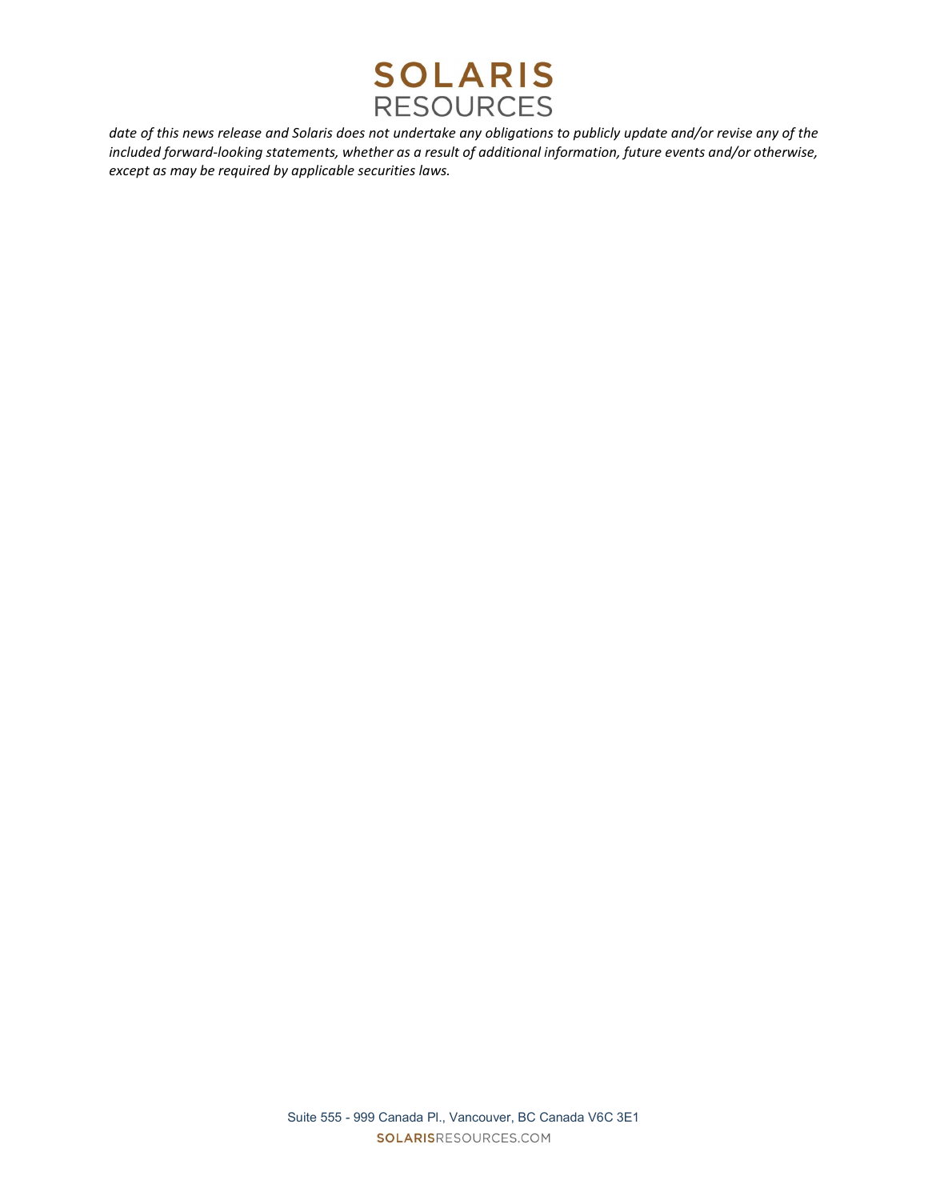*date of this news release and Solaris does not undertake any obligations to publicly update and/or revise any of the included forward-looking statements, whether as a result of additional information, future events and/or otherwise, except as may be required by applicable securities laws.*